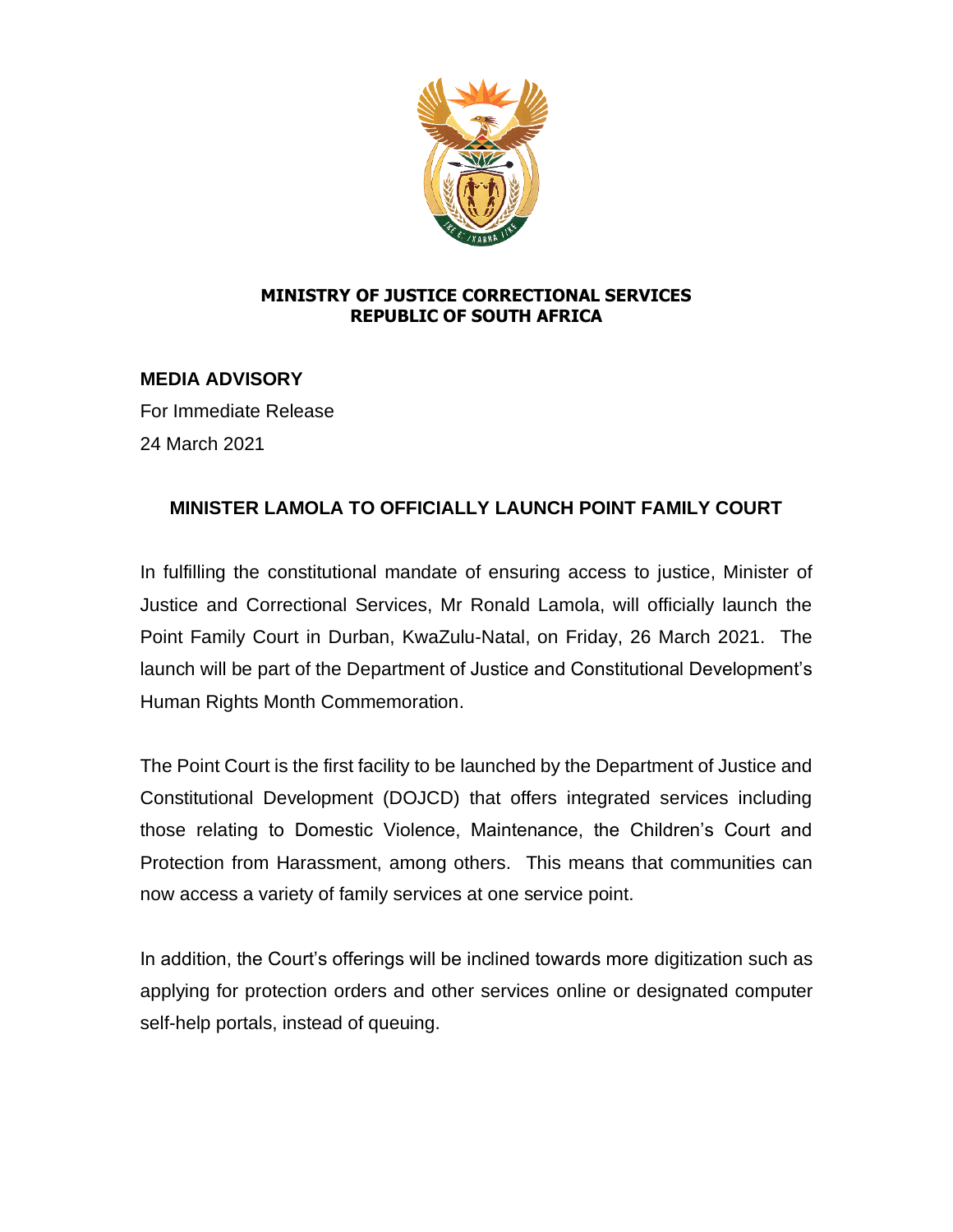**MINISTRY OF JUSTICE CORRECTIONAL SERVICES**
**REPUBLIC OF SOUTH AFRICA**

**MEDIA ADVISORY**

For Immediate Release

24 March 2021

## MINISTER LAMOLA TO OFFICIALLY LAUNCH POINT FAMILY COURT

In fulfilling the constitutional mandate of ensuring access to justice, Minister of Justice and Correctional Services, Mr Ronald Lamola, will officially launch the Point Family Court in Durban, KwaZulu-Natal, on Friday, 26 March 2021. The launch will be part of the Department of Justice and Constitutional Development's Human Rights Month Commemoration.

The Point Court is the first facility to be launched by the Department of Justice and Constitutional Development (DOJCD) that offers integrated services including those relating to Domestic Violence, Maintenance, the Children's Court and Protection from Harassment, among others. This means that communities can now access a variety of family services at one service point.

In addition, the Court's offerings will be inclined towards more digitization such as applying for protection orders and other services online or designated computer self-help portals, instead of queuing.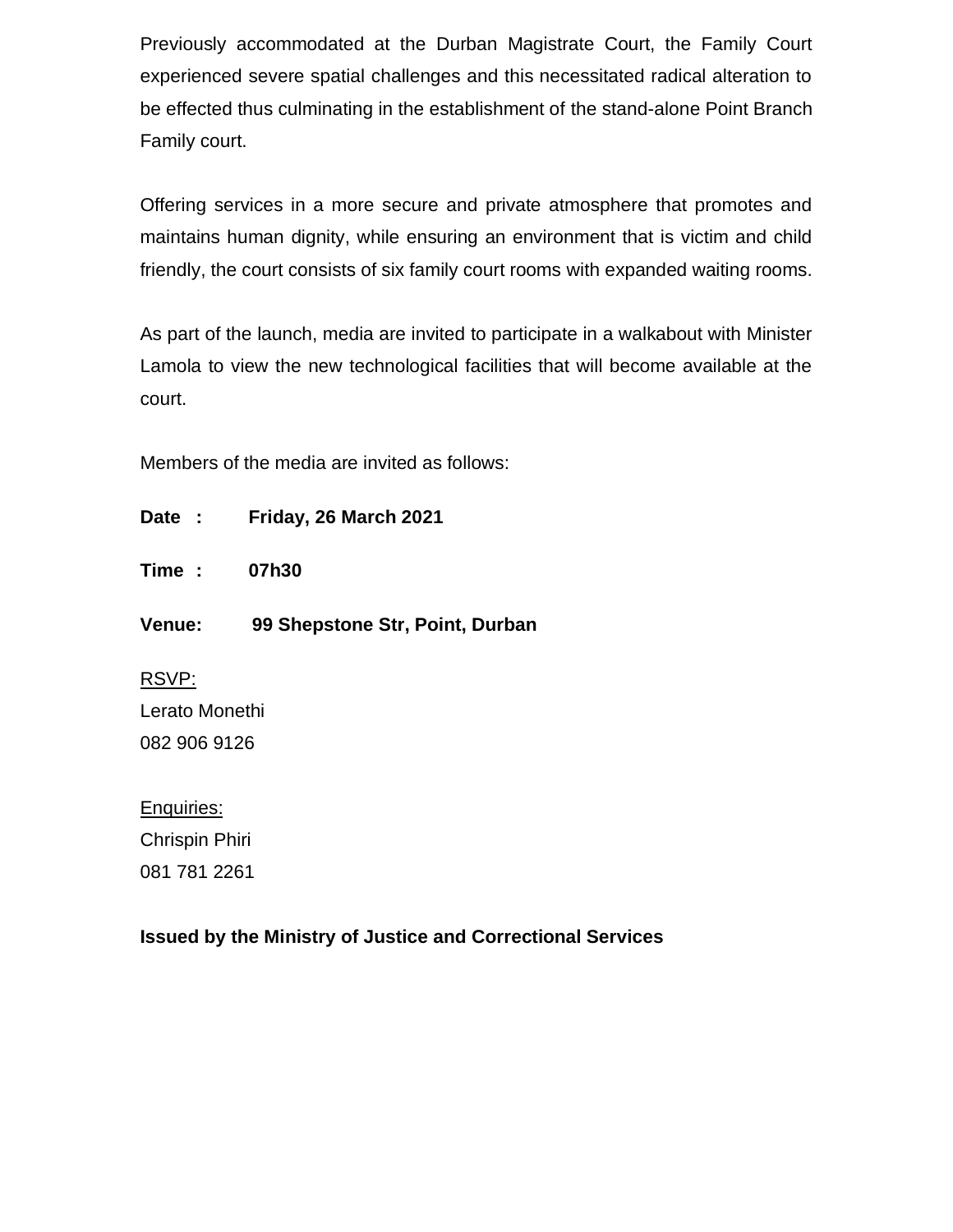Previously accommodated at the Durban Magistrate Court, the Family Court experienced severe spatial challenges and this necessitated radical alteration to be effected thus culminating in the establishment of the stand-alone Point Branch Family court.

Offering services in a more secure and private atmosphere that promotes and maintains human dignity, while ensuring an environment that is victim and child friendly, the court consists of six family court rooms with expanded waiting rooms.

As part of the launch, media are invited to participate in a walkabout with Minister Lamola to view the new technological facilities that will become available at the court.

Members of the media are invited as follows:

**Date : Friday, 26 March 2021**

**Time : 07h30**

**Venue: 99 Shepstone Str, Point, Durban**

RSVP:
Lerato Monethi
082 906 9126

Enquiries:
Chrispin Phiri
081 781 2261

**Issued by the Ministry of Justice and Correctional Services**